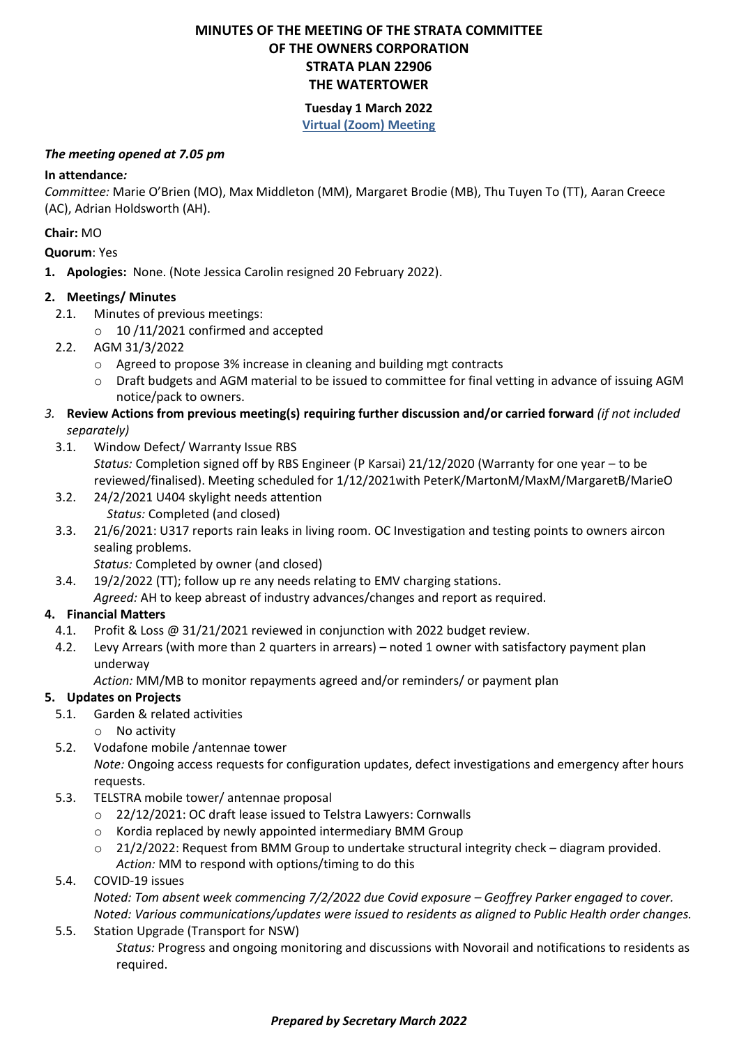# MINUTES OF THE MEETING OF THE STRATA COMMITTEE OF THE OWNERS CORPORATION STRATA PLAN 22906 THE WATERTOWER

**Tuesday 1 March 2022**

**Virtual (Zoom) Meeting**

***The meeting opened at 7.05 pm***

**In attendance*:***
*Committee:* Marie O'Brien (MO), Max Middleton (MM), Margaret Brodie (MB), Thu Tuyen To (TT), Aaran Creece (AC), Adrian Holdsworth (AH).

**Chair:** MO

**Quorum**: Yes

1. **Apologies:** None. (Note Jessica Carolin resigned 20 February 2022).

2. **Meetings/ Minutes**
   - 2.1. Minutes of previous meetings:
     - 10 /11/2021 confirmed and accepted
   - 2.2. AGM 31/3/2022
     - Agreed to propose 3% increase in cleaning and building mgt contracts
     - Draft budgets and AGM material to be issued to committee for final vetting in advance of issuing AGM notice/pack to owners.

3. **Review Actions from previous meeting(s) requiring further discussion and/or carried forward** *(if not included separately)*
   - 3.1. Window Defect/ Warranty Issue RBS
     *Status:* Completion signed off by RBS Engineer (P Karsai) 21/12/2020 (Warranty for one year – to be reviewed/finalised). Meeting scheduled for 1/12/2021with PeterK/MartonM/MaxM/MargaretB/MarieO
   - 3.2. 24/2/2021 U404 skylight needs attention
     *Status:* Completed (and closed)
   - 3.3. 21/6/2021: U317 reports rain leaks in living room. OC Investigation and testing points to owners aircon sealing problems.
     *Status:* Completed by owner (and closed)
   - 3.4. 19/2/2022 (TT); follow up re any needs relating to EMV charging stations.
     *Agreed:* AH to keep abreast of industry advances/changes and report as required.

4. **Financial Matters**
   - 4.1. Profit & Loss @ 31/21/2021 reviewed in conjunction with 2022 budget review.
   - 4.2. Levy Arrears (with more than 2 quarters in arrears) – noted 1 owner with satisfactory payment plan underway
     *Action:* MM/MB to monitor repayments agreed and/or reminders/ or payment plan

5. **Updates on Projects**
   - 5.1. Garden & related activities
     - No activity
   - 5.2. Vodafone mobile /antennae tower
     *Note:* Ongoing access requests for configuration updates, defect investigations and emergency after hours requests.
   - 5.3. TELSTRA mobile tower/ antennae proposal
     - 22/12/2021: OC draft lease issued to Telstra Lawyers: Cornwalls
     - Kordia replaced by newly appointed intermediary BMM Group
     - 21/2/2022: Request from BMM Group to undertake structural integrity check – diagram provided.
       *Action:* MM to respond with options/timing to do this
   - 5.4. COVID-19 issues
     *Noted: Tom absent week commencing 7/2/2022 due Covid exposure – Geoffrey Parker engaged to cover.*
     *Noted: Various communications/updates were issued to residents as aligned to Public Health order changes.*
   - 5.5. Station Upgrade (Transport for NSW)
     *Status:* Progress and ongoing monitoring and discussions with Novorail and notifications to residents as required.

***Prepared by Secretary March 2022***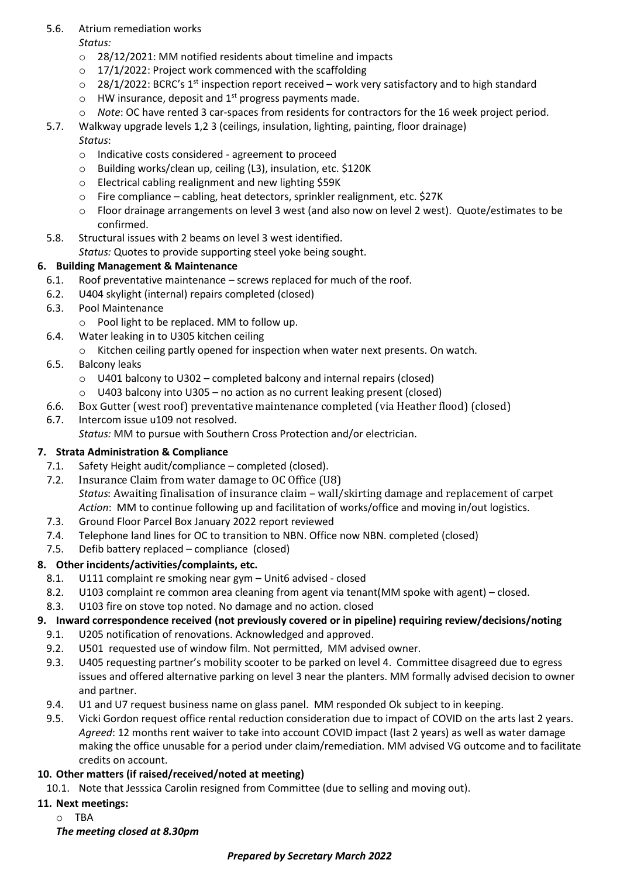5.6. Atrium remediation works

*Status:*

- 28/12/2021: MM notified residents about timeline and impacts
- 17/1/2022: Project work commenced with the scaffolding
- 28/1/2022: BCRC's 1st inspection report received – work very satisfactory and to high standard
- HW insurance, deposit and 1st progress payments made.
- *Note*: OC have rented 3 car-spaces from residents for contractors for the 16 week project period.

5.7. Walkway upgrade levels 1,2 3 (ceilings, insulation, lighting, painting, floor drainage)

*Status*:

- Indicative costs considered - agreement to proceed
- Building works/clean up, ceiling (L3), insulation, etc. $120K
- Electrical cabling realignment and new lighting $59K
- Fire compliance – cabling, heat detectors, sprinkler realignment, etc. $27K
- Floor drainage arrangements on level 3 west (and also now on level 2 west). Quote/estimates to be confirmed.

5.8. Structural issues with 2 beams on level 3 west identified.

*Status:* Quotes to provide supporting steel yoke being sought.

## 6. Building Management & Maintenance

6.1. Roof preventative maintenance – screws replaced for much of the roof.

6.2. U404 skylight (internal) repairs completed (closed)

6.3. Pool Maintenance

- Pool light to be replaced. MM to follow up.

6.4. Water leaking in to U305 kitchen ceiling

- Kitchen ceiling partly opened for inspection when water next presents. On watch.

6.5. Balcony leaks

- U401 balcony to U302 – completed balcony and internal repairs (closed)
- U403 balcony into U305 – no action as no current leaking present (closed)

6.6. Box Gutter (west roof) preventative maintenance completed (via Heather flood) (closed)

6.7. Intercom issue u109 not resolved.

*Status:* MM to pursue with Southern Cross Protection and/or electrician.

## 7. Strata Administration & Compliance

7.1. Safety Height audit/compliance – completed (closed).

7.2. Insurance Claim from water damage to OC Office (U8)

*Status*: Awaiting finalisation of insurance claim – wall/skirting damage and replacement of carpet

*Action*: MM to continue following up and facilitation of works/office and moving in/out logistics.

7.3. Ground Floor Parcel Box January 2022 report reviewed

7.4. Telephone land lines for OC to transition to NBN. Office now NBN. completed (closed)

7.5. Defib battery replaced – compliance (closed)

## 8. Other incidents/activities/complaints, etc.

8.1. U111 complaint re smoking near gym – Unit6 advised - closed

8.2. U103 complaint re common area cleaning from agent via tenant(MM spoke with agent) – closed.

8.3. U103 fire on stove top noted. No damage and no action. closed

## 9. Inward correspondence received (not previously covered or in pipeline) requiring review/decisions/noting

9.1. U205 notification of renovations. Acknowledged and approved.

9.2. U501 requested use of window film. Not permitted, MM advised owner.

9.3. U405 requesting partner's mobility scooter to be parked on level 4. Committee disagreed due to egress issues and offered alternative parking on level 3 near the planters. MM formally advised decision to owner and partner.

9.4. U1 and U7 request business name on glass panel. MM responded Ok subject to in keeping.

9.5. Vicki Gordon request office rental reduction consideration due to impact of COVID on the arts last 2 years. *Agreed*: 12 months rent waiver to take into account COVID impact (last 2 years) as well as water damage making the office unusable for a period under claim/remediation. MM advised VG outcome and to facilitate credits on account.

## 10. Other matters (if raised/received/noted at meeting)

10.1. Note that Jesssica Carolin resigned from Committee (due to selling and moving out).

## 11. Next meetings:

- TBA

***The meeting closed at 8.30pm***

***Prepared by Secretary March 2022***